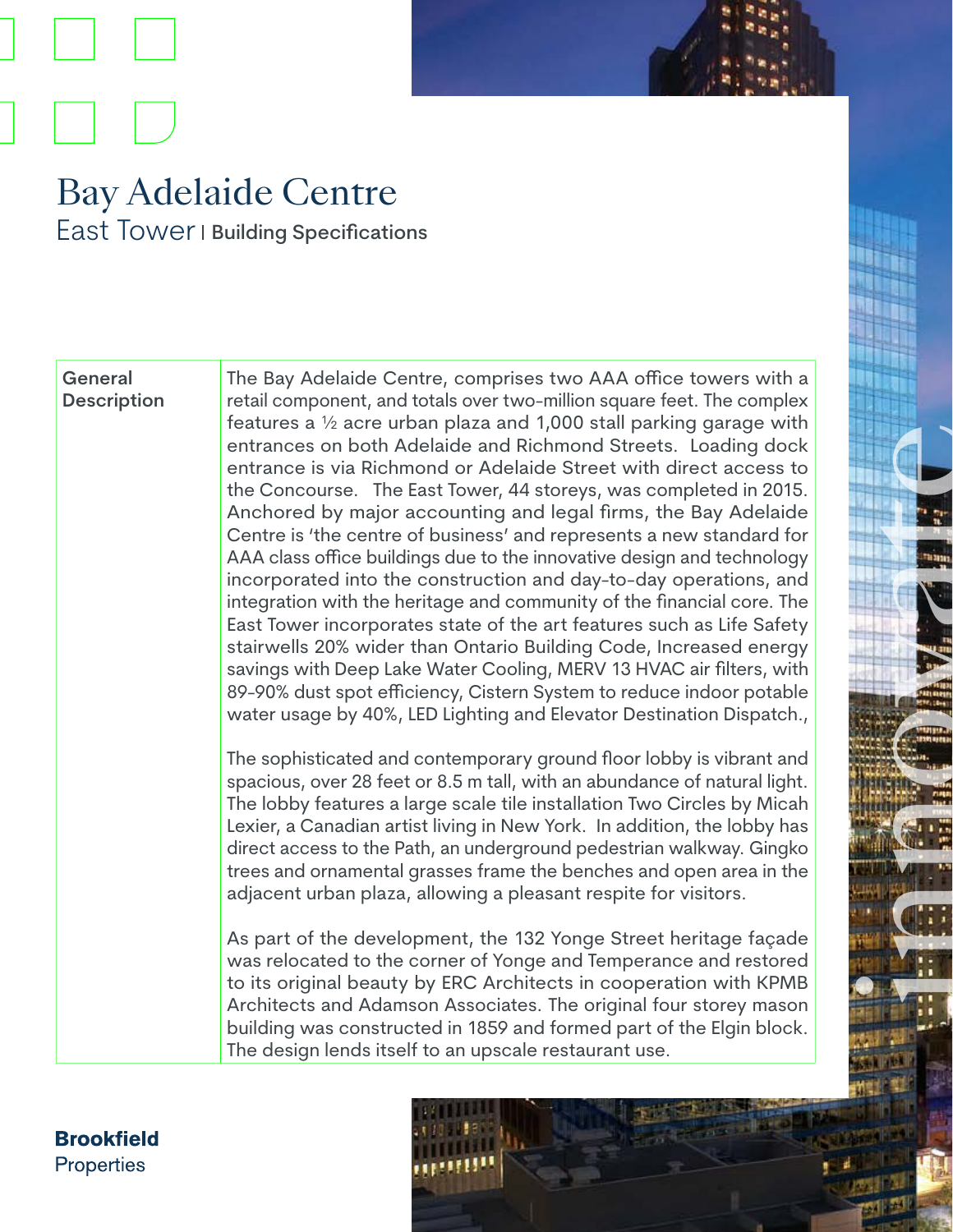# Bay Adelaide Centre

## East Tower | Building Specifications

| General Description | The Bay Adelaide Centre, comprises two AAA office towers with a retail component, and totals over two-million square feet. The complex features a ½ acre urban plaza and 1,000 stall parking garage with entrances on both Adelaide and Richmond Streets. Loading dock entrance is via Richmond or Adelaide Street with direct access to the Concourse. The East Tower, 44 storeys, was completed in 2015. Anchored by major accounting and legal firms, the Bay Adelaide Centre is 'the centre of business' and represents a new standard for AAA class office buildings due to the innovative design and technology incorporated into the construction and day-to-day operations, and integration with the heritage and community of the financial core. The East Tower incorporates state of the art features such as Life Safety stairwells 20% wider than Ontario Building Code, Increased energy savings with Deep Lake Water Cooling, MERV 13 HVAC air filters, with 89-90% dust spot efficiency, Cistern System to reduce indoor potable water usage by 40%, LED Lighting and Elevator Destination Dispatch.,<br><br>The sophisticated and contemporary ground floor lobby is vibrant and spacious, over 28 feet or 8.5 m tall, with an abundance of natural light. The lobby features a large scale tile installation Two Circles by Micah Lexier, a Canadian artist living in New York. In addition, the lobby has direct access to the Path, an underground pedestrian walkway. Gingko trees and ornamental grasses frame the benches and open area in the adjacent urban plaza, allowing a pleasant respite for visitors.<br><br>As part of the development, the 132 Yonge Street heritage façade was relocated to the corner of Yonge and Temperance and restored to its original beauty by ERC Architects in cooperation with KPMB Architects and Adamson Associates. The original four storey mason building was constructed in 1859 and formed part of the Elgin block. The design lends itself to an upscale restaurant use. |
|---|---|

**Brookfield** Properties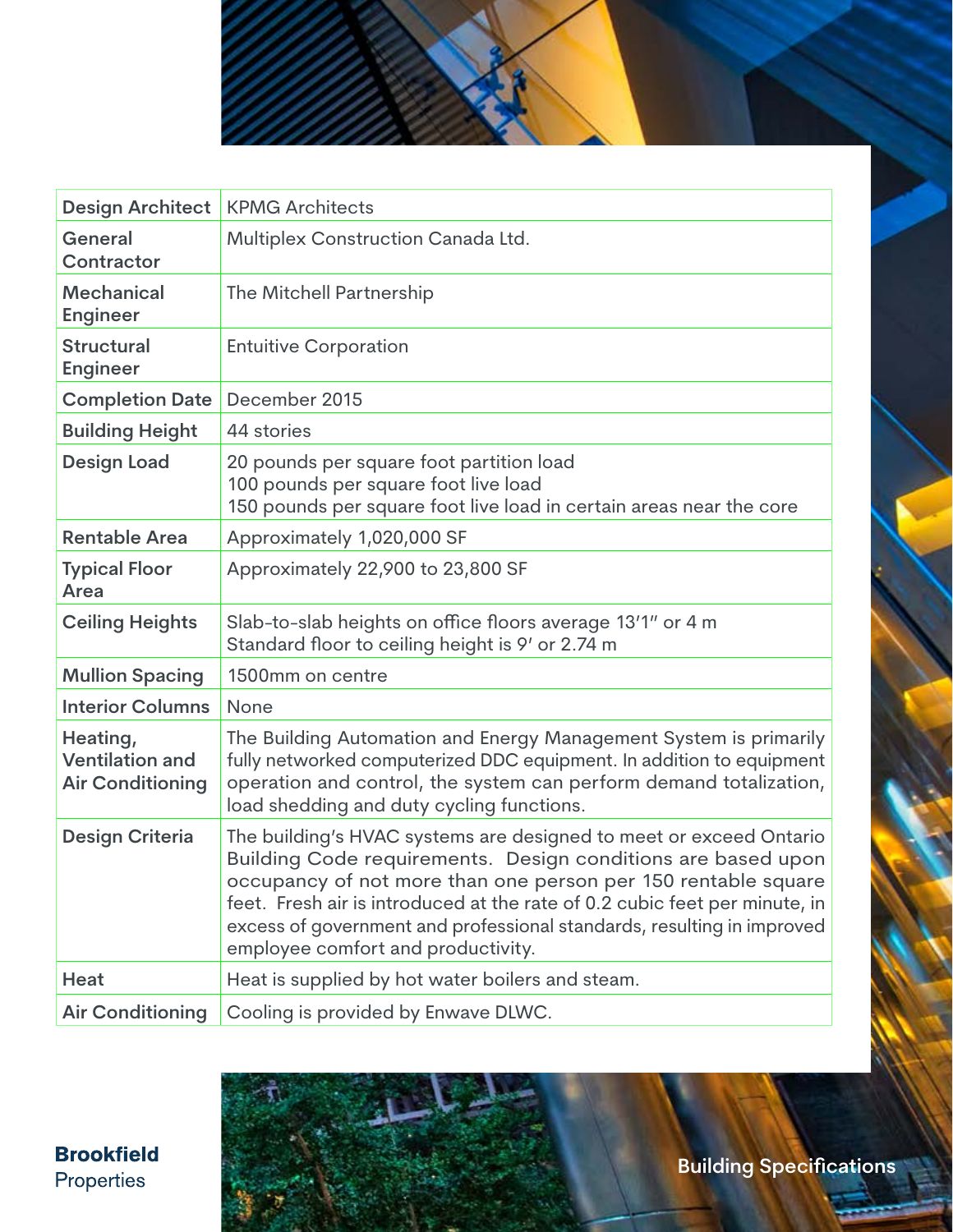| Design Architect | KPMG Architects |
|---|---|
| General Contractor | Multiplex Construction Canada Ltd. |
| Mechanical Engineer | The Mitchell Partnership |
| Structural Engineer | Entuitive Corporation |
| Completion Date | December 2015 |
| Building Height | 44 stories |
| Design Load | 20 pounds per square foot partition load<br>100 pounds per square foot live load<br>150 pounds per square foot live load in certain areas near the core |
| Rentable Area | Approximately 1,020,000 SF |
| Typical Floor Area | Approximately 22,900 to 23,800 SF |
| Ceiling Heights | Slab-to-slab heights on office floors average 13′1″ or 4 m<br>Standard floor to ceiling height is 9′ or 2.74 m |
| Mullion Spacing | 1500mm on centre |
| Interior Columns | None |
| Heating, Ventilation and Air Conditioning | The Building Automation and Energy Management System is primarily fully networked computerized DDC equipment. In addition to equipment operation and control, the system can perform demand totalization, load shedding and duty cycling functions. |
| Design Criteria | The building's HVAC systems are designed to meet or exceed Ontario Building Code requirements. Design conditions are based upon occupancy of not more than one person per 150 rentable square feet. Fresh air is introduced at the rate of 0.2 cubic feet per minute, in excess of government and professional standards, resulting in improved employee comfort and productivity. |
| Heat | Heat is supplied by hot water boilers and steam. |
| Air Conditioning | Cooling is provided by Enwave DLWC. |

**Brookfield** Properties

Building Specifications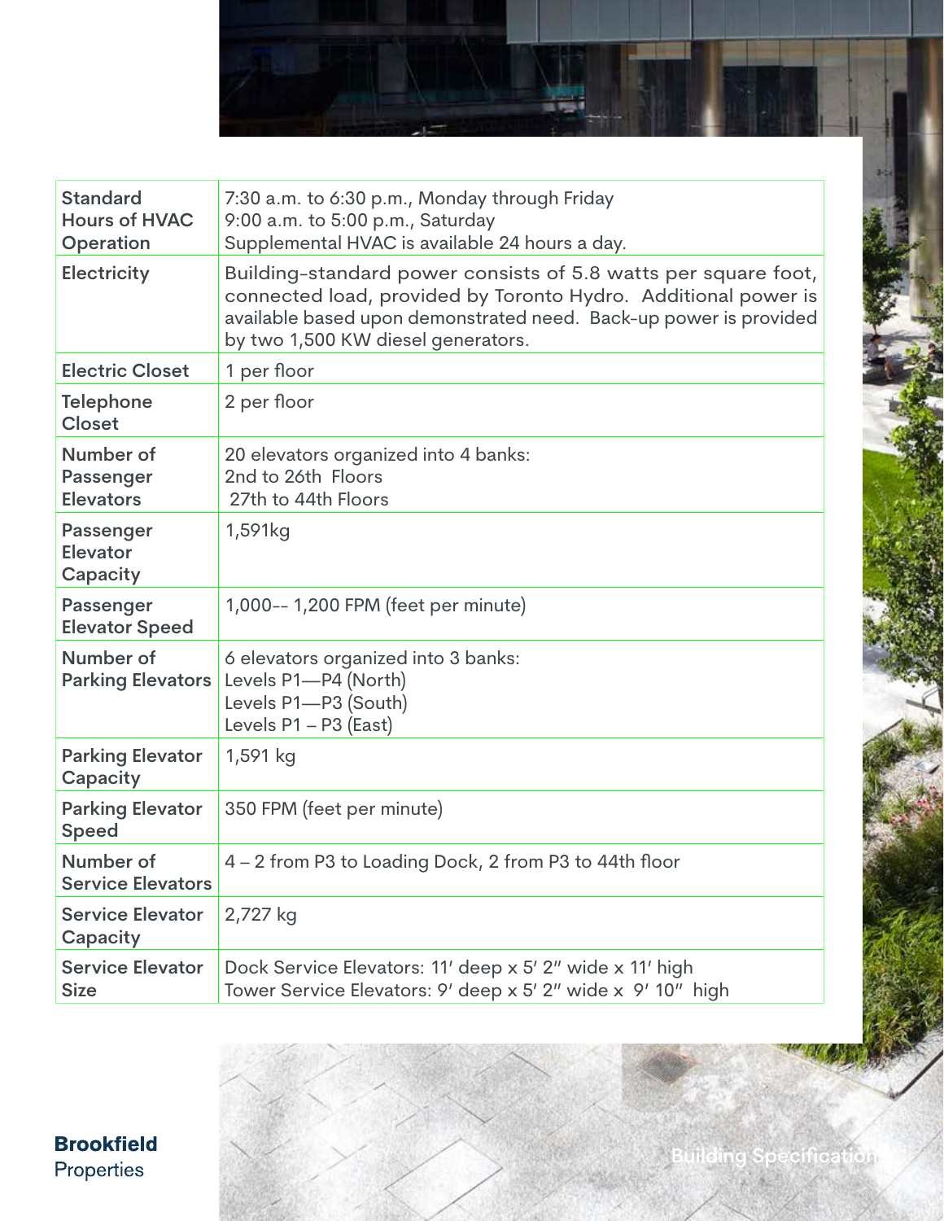| Standard Hours of HVAC Operation | 7:30 a.m. to 6:30 p.m., Monday through Friday<br>9:00 a.m. to 5:00 p.m., Saturday<br>Supplemental HVAC is available 24 hours a day. |
|---|---|
| Electricity | Building-standard power consists of 5.8 watts per square foot, connected load, provided by Toronto Hydro. Additional power is available based upon demonstrated need. Back-up power is provided by two 1,500 KW diesel generators. |
| Electric Closet | 1 per floor |
| Telephone Closet | 2 per floor |
| Number of Passenger Elevators | 20 elevators organized into 4 banks:<br>2nd to 26th Floors<br>27th to 44th Floors |
| Passenger Elevator Capacity | 1,591kg |
| Passenger Elevator Speed | 1,000-- 1,200 FPM (feet per minute) |
| Number of Parking Elevators | 6 elevators organized into 3 banks:<br>Levels P1—P4 (North)<br>Levels P1—P3 (South)<br>Levels P1 – P3 (East) |
| Parking Elevator Capacity | 1,591 kg |
| Parking Elevator Speed | 350 FPM (feet per minute) |
| Number of Service Elevators | 4 – 2 from P3 to Loading Dock, 2 from P3 to 44th floor |
| Service Elevator Capacity | 2,727 kg |
| Service Elevator Size | Dock Service Elevators: 11′ deep x 5′ 2″ wide x 11′ high<br>Tower Service Elevators: 9′ deep x 5′ 2″ wide x 9′ 10″ high |

**Brookfield**
Properties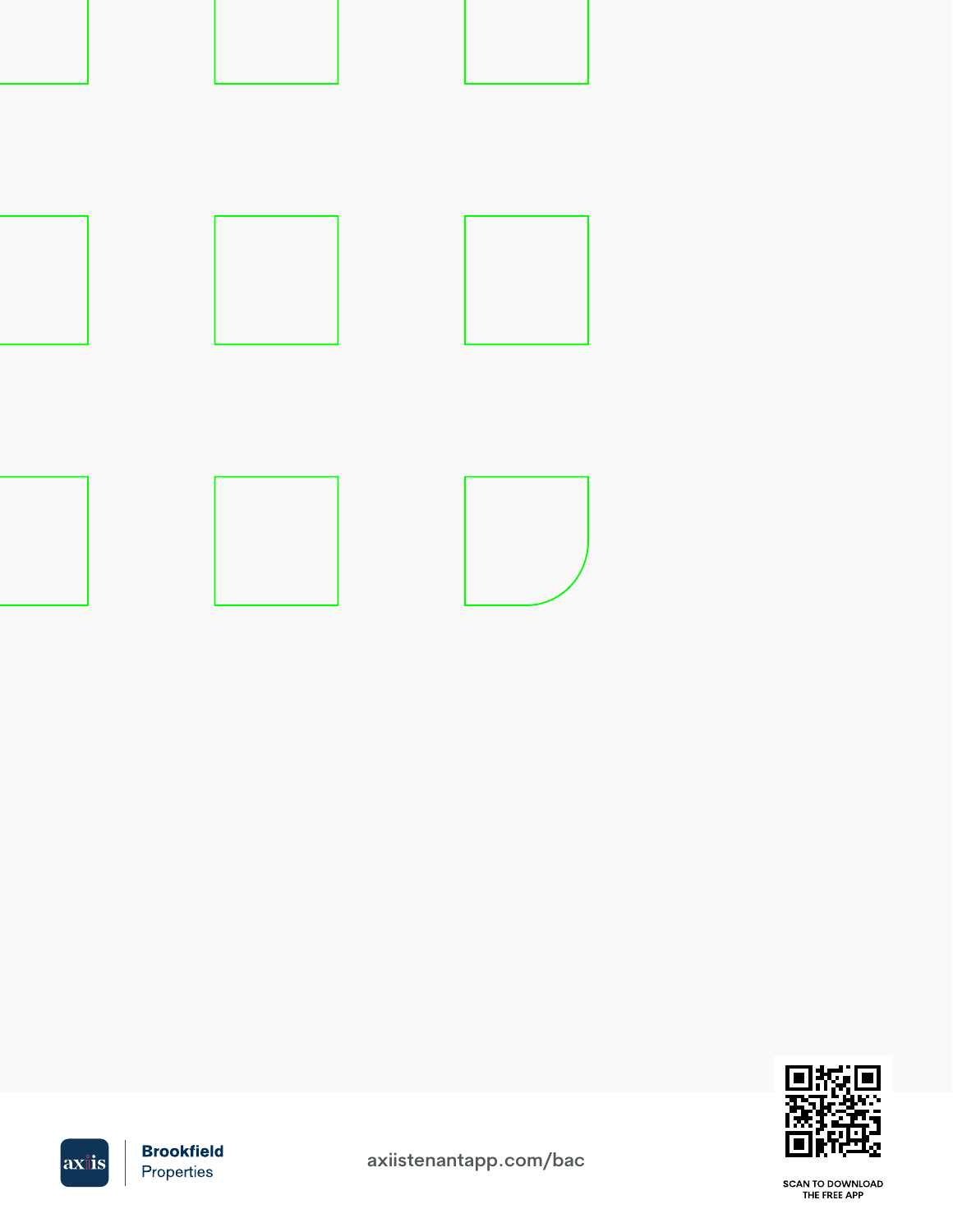axiis | Brookfield Properties

axiistenantapp.com/bac

SCAN TO DOWNLOAD THE FREE APP